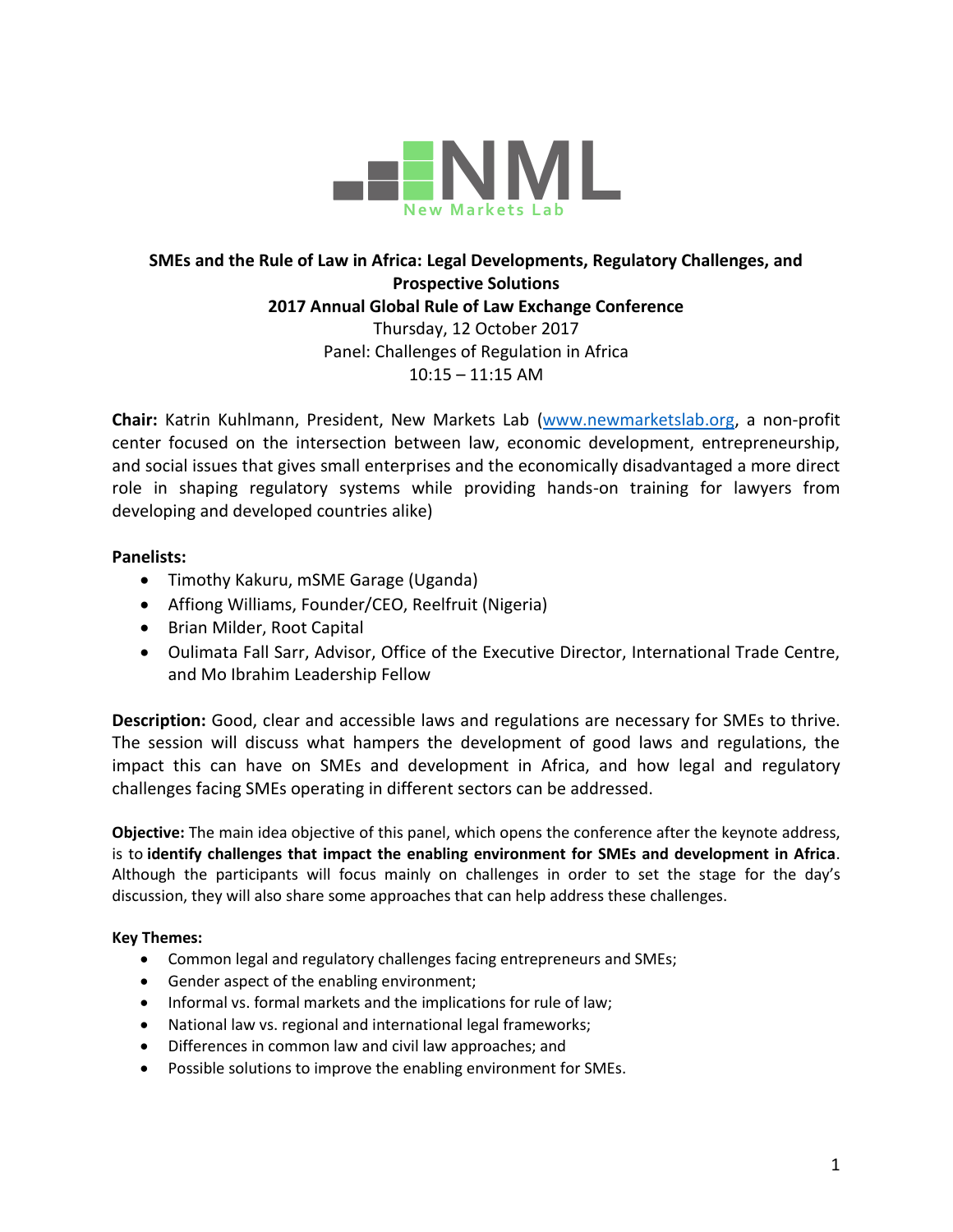NML
New Markets Lab

**SMEs and the Rule of Law in Africa: Legal Developments, Regulatory Challenges, and Prospective Solutions**
**2017 Annual Global Rule of Law Exchange Conference**
Thursday, 12 October 2017
Panel: Challenges of Regulation in Africa
10:15 – 11:15 AM

**Chair:** Katrin Kuhlmann, President, New Markets Lab (www.newmarketslab.org, a non-profit center focused on the intersection between law, economic development, entrepreneurship, and social issues that gives small enterprises and the economically disadvantaged a more direct role in shaping regulatory systems while providing hands-on training for lawyers from developing and developed countries alike)

**Panelists:**

- Timothy Kakuru, mSME Garage (Uganda)
- Affiong Williams, Founder/CEO, Reelfruit (Nigeria)
- Brian Milder, Root Capital
- Oulimata Fall Sarr, Advisor, Office of the Executive Director, International Trade Centre, and Mo Ibrahim Leadership Fellow

**Description:** Good, clear and accessible laws and regulations are necessary for SMEs to thrive. The session will discuss what hampers the development of good laws and regulations, the impact this can have on SMEs and development in Africa, and how legal and regulatory challenges facing SMEs operating in different sectors can be addressed.

**Objective:** The main idea objective of this panel, which opens the conference after the keynote address, is to **identify challenges that impact the enabling environment for SMEs and development in Africa**. Although the participants will focus mainly on challenges in order to set the stage for the day's discussion, they will also share some approaches that can help address these challenges.

**Key Themes:**

- Common legal and regulatory challenges facing entrepreneurs and SMEs;
- Gender aspect of the enabling environment;
- Informal vs. formal markets and the implications for rule of law;
- National law vs. regional and international legal frameworks;
- Differences in common law and civil law approaches; and
- Possible solutions to improve the enabling environment for SMEs.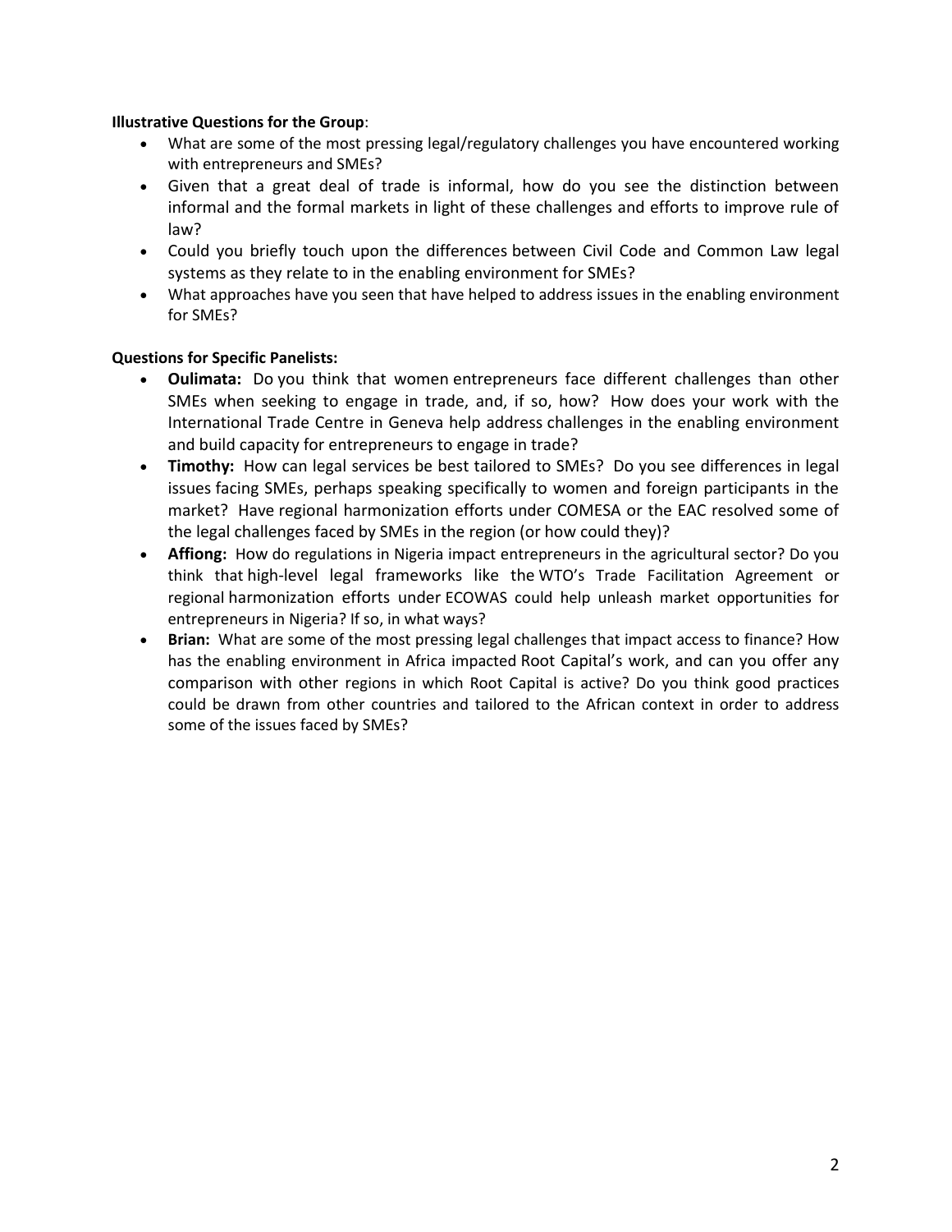**Illustrative Questions for the Group**:

- What are some of the most pressing legal/regulatory challenges you have encountered working with entrepreneurs and SMEs?
- Given that a great deal of trade is informal, how do you see the distinction between informal and the formal markets in light of these challenges and efforts to improve rule of law?
- Could you briefly touch upon the differences between Civil Code and Common Law legal systems as they relate to in the enabling environment for SMEs?
- What approaches have you seen that have helped to address issues in the enabling environment for SMEs?

**Questions for Specific Panelists:**

- **Oulimata:** Do you think that women entrepreneurs face different challenges than other SMEs when seeking to engage in trade, and, if so, how? How does your work with the International Trade Centre in Geneva help address challenges in the enabling environment and build capacity for entrepreneurs to engage in trade?
- **Timothy:** How can legal services be best tailored to SMEs? Do you see differences in legal issues facing SMEs, perhaps speaking specifically to women and foreign participants in the market? Have regional harmonization efforts under COMESA or the EAC resolved some of the legal challenges faced by SMEs in the region (or how could they)?
- **Affiong:** How do regulations in Nigeria impact entrepreneurs in the agricultural sector? Do you think that high-level legal frameworks like the WTO's Trade Facilitation Agreement or regional harmonization efforts under ECOWAS could help unleash market opportunities for entrepreneurs in Nigeria? If so, in what ways?
- **Brian:** What are some of the most pressing legal challenges that impact access to finance? How has the enabling environment in Africa impacted Root Capital's work, and can you offer any comparison with other regions in which Root Capital is active? Do you think good practices could be drawn from other countries and tailored to the African context in order to address some of the issues faced by SMEs?